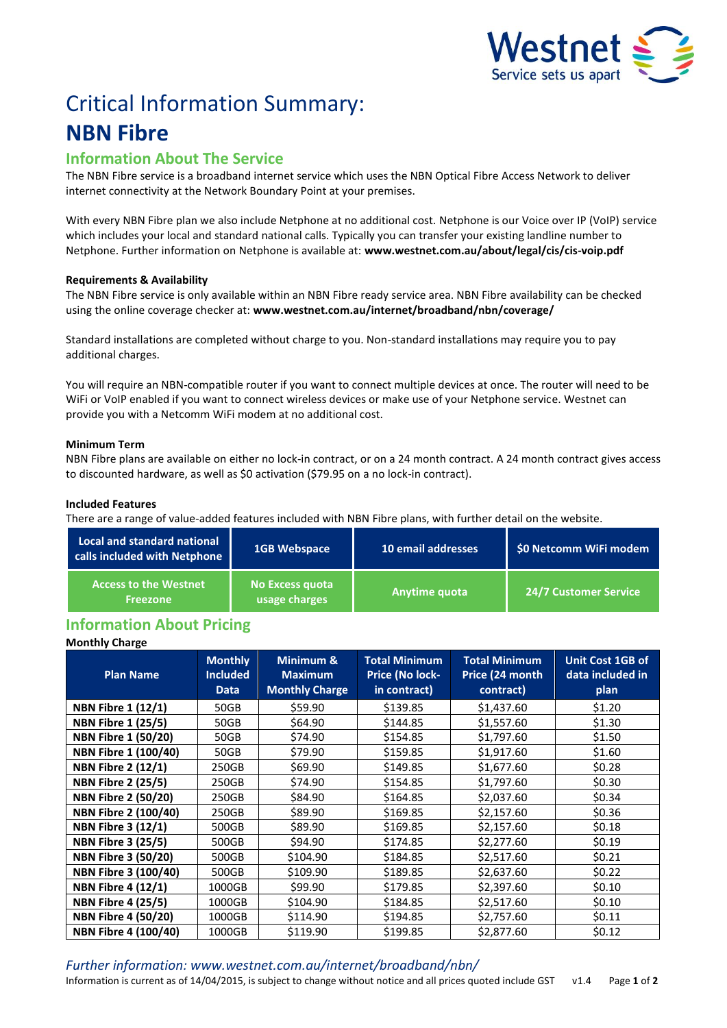# Critical Information Summary:

# NBN Fibre

## Information About The Service

The NBN Fibre service is a broadband internet service which uses the NBN Optical Fibre Access Network to deliver internet connectivity at the Network Boundary Point at your premises.

With every NBN Fibre plan we also include Netphone at no additional cost. Netphone is our Voice over IP (VoIP) service which includes your local and standard national calls. Typically you can transfer your existing landline number to Netphone. Further information on Netphone is available at: **www.westnet.com.au/about/legal/cis/cis-voip.pdf**

**Requirements & Availability**

The NBN Fibre service is only available within an NBN Fibre ready service area. NBN Fibre availability can be checked using the online coverage checker at: **www.westnet.com.au/internet/broadband/nbn/coverage/**

Standard installations are completed without charge to you. Non-standard installations may require you to pay additional charges.

You will require an NBN-compatible router if you want to connect multiple devices at once. The router will need to be WiFi or VoIP enabled if you want to connect wireless devices or make use of your Netphone service. Westnet can provide you with a Netcomm WiFi modem at no additional cost.

**Minimum Term**

NBN Fibre plans are available on either no lock-in contract, or on a 24 month contract. A 24 month contract gives access to discounted hardware, as well as $0 activation ($79.95 on a no lock-in contract).

**Included Features**

There are a range of value-added features included with NBN Fibre plans, with further detail on the website.

| Local and standard national calls included with Netphone | 1GB Webspace | 10 email addresses | $0 Netcomm WiFi modem |
|---|---|---|---|
| Access to the Westnet Freezone | No Excess quota usage charges | Anytime quota | 24/7 Customer Service |

## Information About Pricing

**Monthly Charge**

| Plan Name | Monthly Included Data | Minimum & Maximum Monthly Charge | Total Minimum Price (No lock-in contract) | Total Minimum Price (24 month contract) | Unit Cost 1GB of data included in plan |
|---|---|---|---|---|---|
| **NBN Fibre 1 (12/1)** | 50GB | $59.90 | $139.85 | $1,437.60 | $1.20 |
| **NBN Fibre 1 (25/5)** | 50GB | $64.90 | $144.85 | $1,557.60 | $1.30 |
| **NBN Fibre 1 (50/20)** | 50GB | $74.90 | $154.85 | $1,797.60 | $1.50 |
| **NBN Fibre 1 (100/40)** | 50GB | $79.90 | $159.85 | $1,917.60 | $1.60 |
| **NBN Fibre 2 (12/1)** | 250GB | $69.90 | $149.85 | $1,677.60 | $0.28 |
| **NBN Fibre 2 (25/5)** | 250GB | $74.90 | $154.85 | $1,797.60 | $0.30 |
| **NBN Fibre 2 (50/20)** | 250GB | $84.90 | $164.85 | $2,037.60 | $0.34 |
| **NBN Fibre 2 (100/40)** | 250GB | $89.90 | $169.85 | $2,157.60 | $0.36 |
| **NBN Fibre 3 (12/1)** | 500GB | $89.90 | $169.85 | $2,157.60 | $0.18 |
| **NBN Fibre 3 (25/5)** | 500GB | $94.90 | $174.85 | $2,277.60 | $0.19 |
| **NBN Fibre 3 (50/20)** | 500GB | $104.90 | $184.85 | $2,517.60 | $0.21 |
| **NBN Fibre 3 (100/40)** | 500GB | $109.90 | $189.85 | $2,637.60 | $0.22 |
| **NBN Fibre 4 (12/1)** | 1000GB | $99.90 | $179.85 | $2,397.60 | $0.10 |
| **NBN Fibre 4 (25/5)** | 1000GB | $104.90 | $184.85 | $2,517.60 | $0.10 |
| **NBN Fibre 4 (50/20)** | 1000GB | $114.90 | $194.85 | $2,757.60 | $0.11 |
| **NBN Fibre 4 (100/40)** | 1000GB | $119.90 | $199.85 | $2,877.60 | $0.12 |

*Further information: www.westnet.com.au/internet/broadband/nbn/*

Information is current as of 14/04/2015, is subject to change without notice and all prices quoted include GST v1.4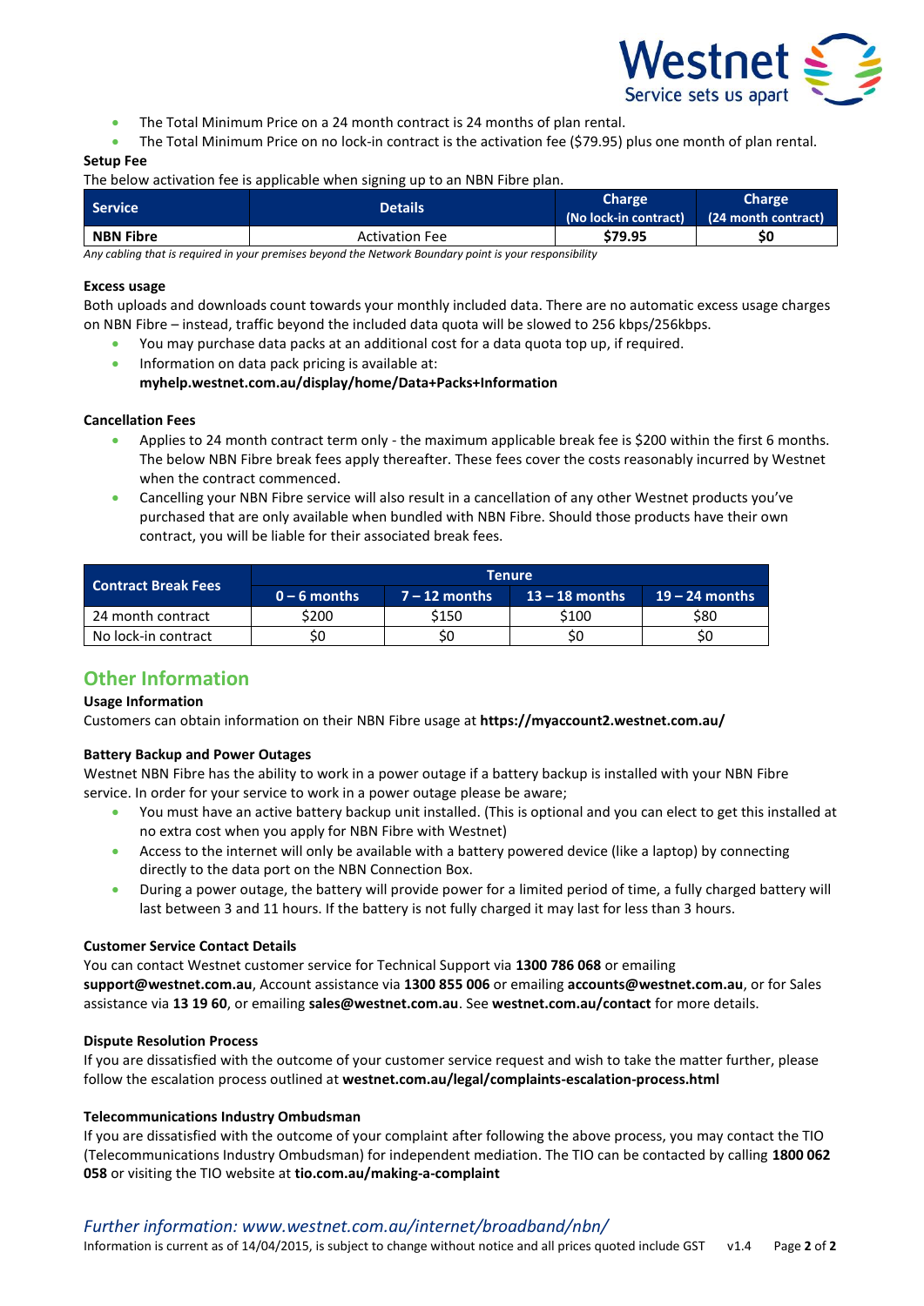- The Total Minimum Price on a 24 month contract is 24 months of plan rental.
- The Total Minimum Price on no lock-in contract is the activation fee ($79.95) plus one month of plan rental.

**Setup Fee**

The below activation fee is applicable when signing up to an NBN Fibre plan.

| Service | Details | Charge (No lock-in contract) | Charge (24 month contract) |
|---|---|---|---|
| **NBN Fibre** | Activation Fee | **$79.95** | **$0** |

*Any cabling that is required in your premises beyond the Network Boundary point is your responsibility*

**Excess usage**

Both uploads and downloads count towards your monthly included data. There are no automatic excess usage charges on NBN Fibre – instead, traffic beyond the included data quota will be slowed to 256 kbps/256kbps.

- You may purchase data packs at an additional cost for a data quota top up, if required.
- Information on data pack pricing is available at: **myhelp.westnet.com.au/display/home/Data+Packs+Information**

**Cancellation Fees**

- Applies to 24 month contract term only - the maximum applicable break fee is $200 within the first 6 months. The below NBN Fibre break fees apply thereafter. These fees cover the costs reasonably incurred by Westnet when the contract commenced.
- Cancelling your NBN Fibre service will also result in a cancellation of any other Westnet products you've purchased that are only available when bundled with NBN Fibre. Should those products have their own contract, you will be liable for their associated break fees.

| Contract Break Fees | Tenure | | | |
|---|---|---|---|---|
| | 0 – 6 months | 7 – 12 months | 13 – 18 months | 19 – 24 months |
| 24 month contract | $200 | $150 | $100 | $80 |
| No lock-in contract | $0 | $0 | $0 | $0 |

## Other Information

**Usage Information**

Customers can obtain information on their NBN Fibre usage at **https://myaccount2.westnet.com.au/**

**Battery Backup and Power Outages**

Westnet NBN Fibre has the ability to work in a power outage if a battery backup is installed with your NBN Fibre service. In order for your service to work in a power outage please be aware;

- You must have an active battery backup unit installed. (This is optional and you can elect to get this installed at no extra cost when you apply for NBN Fibre with Westnet)
- Access to the internet will only be available with a battery powered device (like a laptop) by connecting directly to the data port on the NBN Connection Box.
- During a power outage, the battery will provide power for a limited period of time, a fully charged battery will last between 3 and 11 hours. If the battery is not fully charged it may last for less than 3 hours.

**Customer Service Contact Details**

You can contact Westnet customer service for Technical Support via **1300 786 068** or emailing **support@westnet.com.au**, Account assistance via **1300 855 006** or emailing **accounts@westnet.com.au**, or for Sales assistance via **13 19 60**, or emailing **sales@westnet.com.au**. See **westnet.com.au/contact** for more details.

**Dispute Resolution Process**

If you are dissatisfied with the outcome of your customer service request and wish to take the matter further, please follow the escalation process outlined at **westnet.com.au/legal/complaints-escalation-process.html**

**Telecommunications Industry Ombudsman**

If you are dissatisfied with the outcome of your complaint after following the above process, you may contact the TIO (Telecommunications Industry Ombudsman) for independent mediation. The TIO can be contacted by calling **1800 062 058** or visiting the TIO website at **tio.com.au/making-a-complaint**

*Further information: www.westnet.com.au/internet/broadband/nbn/*

Information is current as of 14/04/2015, is subject to change without notice and all prices quoted include GST v1.4